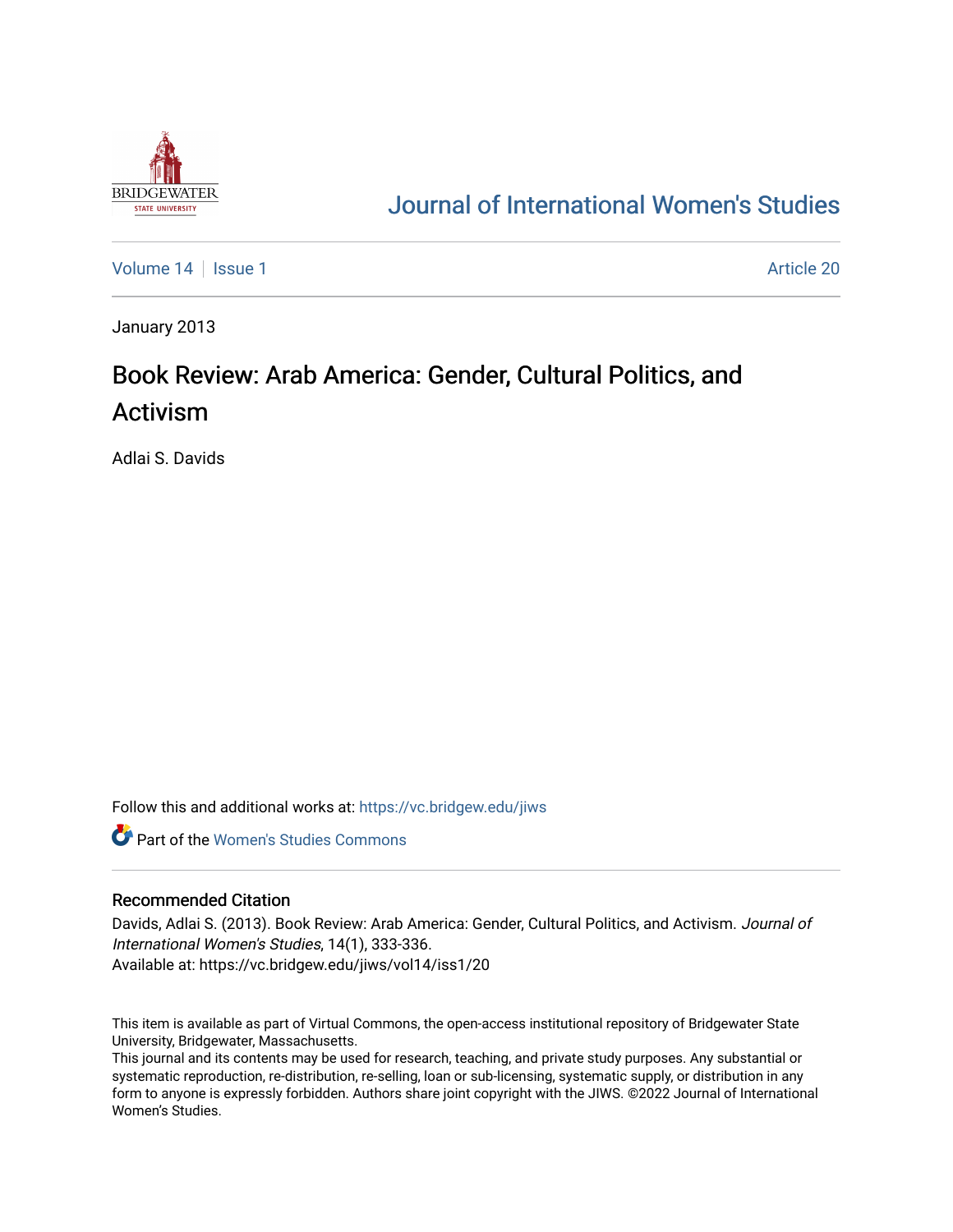Journal of International Women's Studies

Volume 14 | Issue 1 | Article 20

January 2013

# Book Review: Arab America: Gender, Cultural Politics, and Activism

Adlai S. Davids

Follow this and additional works at: https://vc.bridgew.edu/jiws

Part of the Women's Studies Commons

## Recommended Citation

Davids, Adlai S. (2013). Book Review: Arab America: Gender, Cultural Politics, and Activism. *Journal of International Women's Studies*, 14(1), 333-336.
Available at: https://vc.bridgew.edu/jiws/vol14/iss1/20

This item is available as part of Virtual Commons, the open-access institutional repository of Bridgewater State University, Bridgewater, Massachusetts.
This journal and its contents may be used for research, teaching, and private study purposes. Any substantial or systematic reproduction, re-distribution, re-selling, loan or sub-licensing, systematic supply, or distribution in any form to anyone is expressly forbidden. Authors share joint copyright with the JIWS. ©2022 Journal of International Women's Studies.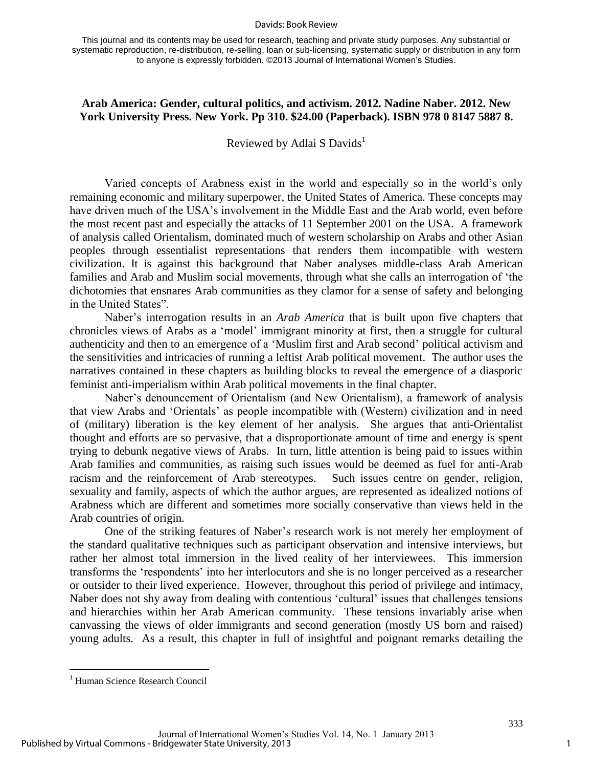This journal and its contents may be used for research, teaching and private study purposes. Any substantial or systematic reproduction, re-distribution, re-selling, loan or sub-licensing, systematic supply or distribution in any form to anyone is expressly forbidden. ©2013 Journal of International Women's Studies.

**Arab America: Gender, cultural politics, and activism. 2012. Nadine Naber. 2012. New York University Press. New York. Pp 310. $24.00 (Paperback). ISBN 978 0 8147 5887 8.**

Reviewed by Adlai S Davids[1]

Varied concepts of Arabness exist in the world and especially so in the world's only remaining economic and military superpower, the United States of America. These concepts may have driven much of the USA's involvement in the Middle East and the Arab world, even before the most recent past and especially the attacks of 11 September 2001 on the USA. A framework of analysis called Orientalism, dominated much of western scholarship on Arabs and other Asian peoples through essentialist representations that renders them incompatible with western civilization. It is against this background that Naber analyses middle-class Arab American families and Arab and Muslim social movements, through what she calls an interrogation of 'the dichotomies that ensnares Arab communities as they clamor for a sense of safety and belonging in the United States".

Naber's interrogation results in an *Arab America* that is built upon five chapters that chronicles views of Arabs as a 'model' immigrant minority at first, then a struggle for cultural authenticity and then to an emergence of a 'Muslim first and Arab second' political activism and the sensitivities and intricacies of running a leftist Arab political movement. The author uses the narratives contained in these chapters as building blocks to reveal the emergence of a diasporic feminist anti-imperialism within Arab political movements in the final chapter.

Naber's denouncement of Orientalism (and New Orientalism), a framework of analysis that view Arabs and 'Orientals' as people incompatible with (Western) civilization and in need of (military) liberation is the key element of her analysis. She argues that anti-Orientalist thought and efforts are so pervasive, that a disproportionate amount of time and energy is spent trying to debunk negative views of Arabs. In turn, little attention is being paid to issues within Arab families and communities, as raising such issues would be deemed as fuel for anti-Arab racism and the reinforcement of Arab stereotypes. Such issues centre on gender, religion, sexuality and family, aspects of which the author argues, are represented as idealized notions of Arabness which are different and sometimes more socially conservative than views held in the Arab countries of origin.

One of the striking features of Naber's research work is not merely her employment of the standard qualitative techniques such as participant observation and intensive interviews, but rather her almost total immersion in the lived reality of her interviewees. This immersion transforms the 'respondents' into her interlocutors and she is no longer perceived as a researcher or outsider to their lived experience. However, throughout this period of privilege and intimacy, Naber does not shy away from dealing with contentious 'cultural' issues that challenges tensions and hierarchies within her Arab American community. These tensions invariably arise when canvassing the views of older immigrants and second generation (mostly US born and raised) young adults. As a result, this chapter in full of insightful and poignant remarks detailing the

[1] Human Science Research Council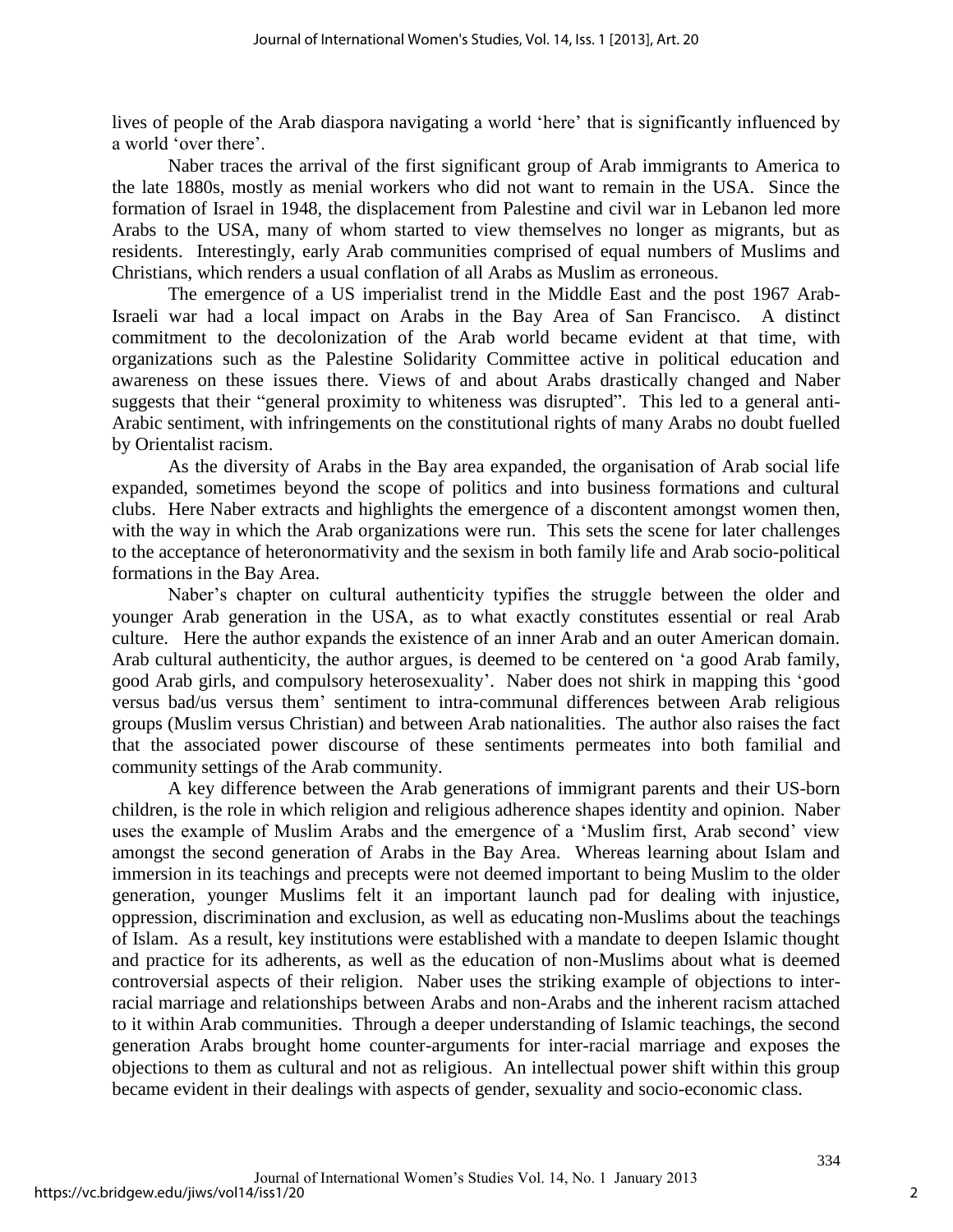lives of people of the Arab diaspora navigating a world 'here' that is significantly influenced by a world 'over there'.

Naber traces the arrival of the first significant group of Arab immigrants to America to the late 1880s, mostly as menial workers who did not want to remain in the USA. Since the formation of Israel in 1948, the displacement from Palestine and civil war in Lebanon led more Arabs to the USA, many of whom started to view themselves no longer as migrants, but as residents. Interestingly, early Arab communities comprised of equal numbers of Muslims and Christians, which renders a usual conflation of all Arabs as Muslim as erroneous.

The emergence of a US imperialist trend in the Middle East and the post 1967 Arab-Israeli war had a local impact on Arabs in the Bay Area of San Francisco. A distinct commitment to the decolonization of the Arab world became evident at that time, with organizations such as the Palestine Solidarity Committee active in political education and awareness on these issues there. Views of and about Arabs drastically changed and Naber suggests that their "general proximity to whiteness was disrupted". This led to a general anti-Arabic sentiment, with infringements on the constitutional rights of many Arabs no doubt fuelled by Orientalist racism.

As the diversity of Arabs in the Bay area expanded, the organisation of Arab social life expanded, sometimes beyond the scope of politics and into business formations and cultural clubs. Here Naber extracts and highlights the emergence of a discontent amongst women then, with the way in which the Arab organizations were run. This sets the scene for later challenges to the acceptance of heteronormativity and the sexism in both family life and Arab socio-political formations in the Bay Area.

Naber's chapter on cultural authenticity typifies the struggle between the older and younger Arab generation in the USA, as to what exactly constitutes essential or real Arab culture. Here the author expands the existence of an inner Arab and an outer American domain. Arab cultural authenticity, the author argues, is deemed to be centered on 'a good Arab family, good Arab girls, and compulsory heterosexuality'. Naber does not shirk in mapping this 'good versus bad/us versus them' sentiment to intra-communal differences between Arab religious groups (Muslim versus Christian) and between Arab nationalities. The author also raises the fact that the associated power discourse of these sentiments permeates into both familial and community settings of the Arab community.

A key difference between the Arab generations of immigrant parents and their US-born children, is the role in which religion and religious adherence shapes identity and opinion. Naber uses the example of Muslim Arabs and the emergence of a 'Muslim first, Arab second' view amongst the second generation of Arabs in the Bay Area. Whereas learning about Islam and immersion in its teachings and precepts were not deemed important to being Muslim to the older generation, younger Muslims felt it an important launch pad for dealing with injustice, oppression, discrimination and exclusion, as well as educating non-Muslims about the teachings of Islam. As a result, key institutions were established with a mandate to deepen Islamic thought and practice for its adherents, as well as the education of non-Muslims about what is deemed controversial aspects of their religion. Naber uses the striking example of objections to inter-racial marriage and relationships between Arabs and non-Arabs and the inherent racism attached to it within Arab communities. Through a deeper understanding of Islamic teachings, the second generation Arabs brought home counter-arguments for inter-racial marriage and exposes the objections to them as cultural and not as religious. An intellectual power shift within this group became evident in their dealings with aspects of gender, sexuality and socio-economic class.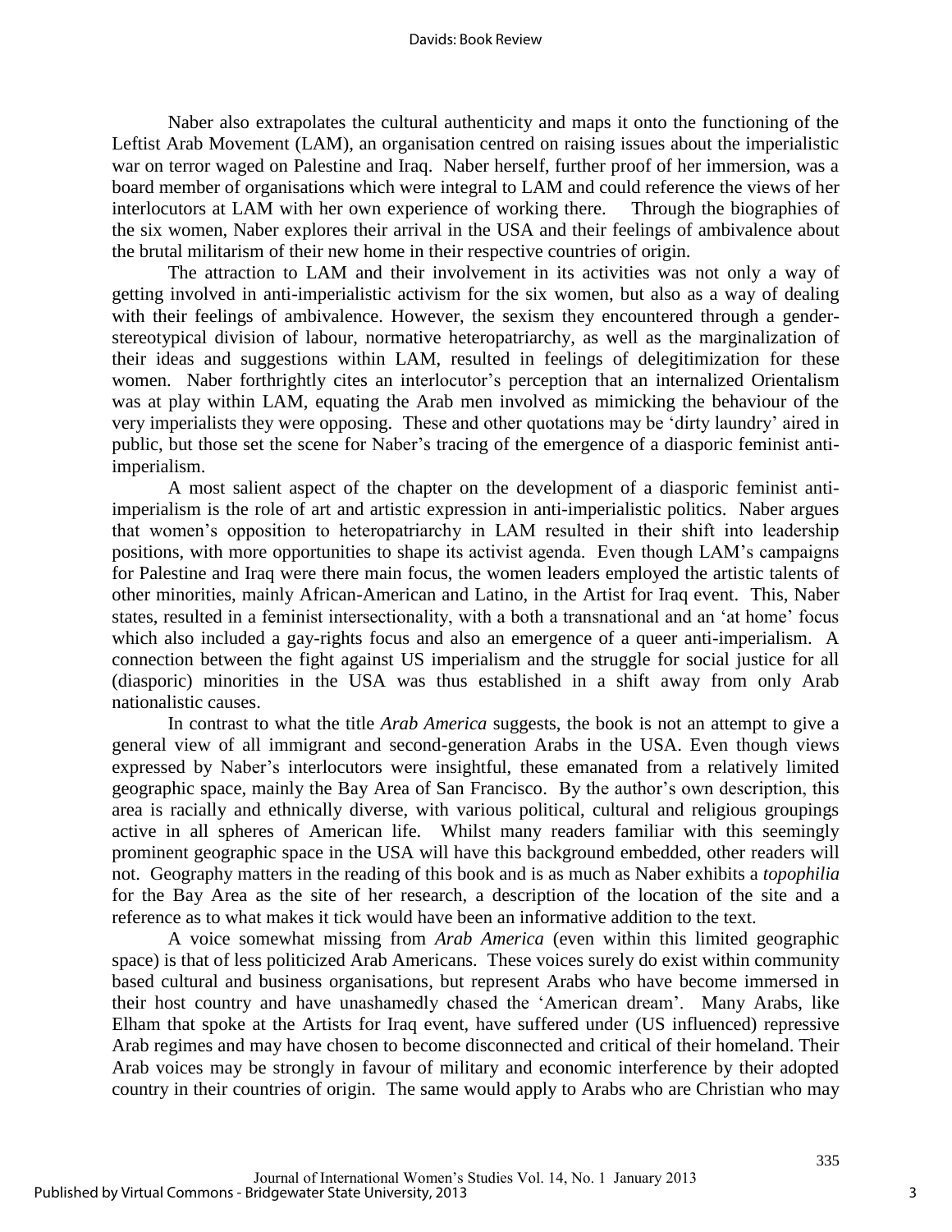Naber also extrapolates the cultural authenticity and maps it onto the functioning of the Leftist Arab Movement (LAM), an organisation centred on raising issues about the imperialistic war on terror waged on Palestine and Iraq. Naber herself, further proof of her immersion, was a board member of organisations which were integral to LAM and could reference the views of her interlocutors at LAM with her own experience of working there. Through the biographies of the six women, Naber explores their arrival in the USA and their feelings of ambivalence about the brutal militarism of their new home in their respective countries of origin.

The attraction to LAM and their involvement in its activities was not only a way of getting involved in anti-imperialistic activism for the six women, but also as a way of dealing with their feelings of ambivalence. However, the sexism they encountered through a gender-stereotypical division of labour, normative heteropatriarchy, as well as the marginalization of their ideas and suggestions within LAM, resulted in feelings of delegitimization for these women. Naber forthrightly cites an interlocutor's perception that an internalized Orientalism was at play within LAM, equating the Arab men involved as mimicking the behaviour of the very imperialists they were opposing. These and other quotations may be 'dirty laundry' aired in public, but those set the scene for Naber's tracing of the emergence of a diasporic feminist anti-imperialism.

A most salient aspect of the chapter on the development of a diasporic feminist anti-imperialism is the role of art and artistic expression in anti-imperialistic politics. Naber argues that women's opposition to heteropatriarchy in LAM resulted in their shift into leadership positions, with more opportunities to shape its activist agenda. Even though LAM's campaigns for Palestine and Iraq were there main focus, the women leaders employed the artistic talents of other minorities, mainly African-American and Latino, in the Artist for Iraq event. This, Naber states, resulted in a feminist intersectionality, with a both a transnational and an 'at home' focus which also included a gay-rights focus and also an emergence of a queer anti-imperialism. A connection between the fight against US imperialism and the struggle for social justice for all (diasporic) minorities in the USA was thus established in a shift away from only Arab nationalistic causes.

In contrast to what the title *Arab America* suggests, the book is not an attempt to give a general view of all immigrant and second-generation Arabs in the USA. Even though views expressed by Naber's interlocutors were insightful, these emanated from a relatively limited geographic space, mainly the Bay Area of San Francisco. By the author's own description, this area is racially and ethnically diverse, with various political, cultural and religious groupings active in all spheres of American life. Whilst many readers familiar with this seemingly prominent geographic space in the USA will have this background embedded, other readers will not. Geography matters in the reading of this book and is as much as Naber exhibits a *topophilia* for the Bay Area as the site of her research, a description of the location of the site and a reference as to what makes it tick would have been an informative addition to the text.

A voice somewhat missing from *Arab America* (even within this limited geographic space) is that of less politicized Arab Americans. These voices surely do exist within community based cultural and business organisations, but represent Arabs who have become immersed in their host country and have unashamedly chased the 'American dream'. Many Arabs, like Elham that spoke at the Artists for Iraq event, have suffered under (US influenced) repressive Arab regimes and may have chosen to become disconnected and critical of their homeland. Their Arab voices may be strongly in favour of military and economic interference by their adopted country in their countries of origin. The same would apply to Arabs who are Christian who may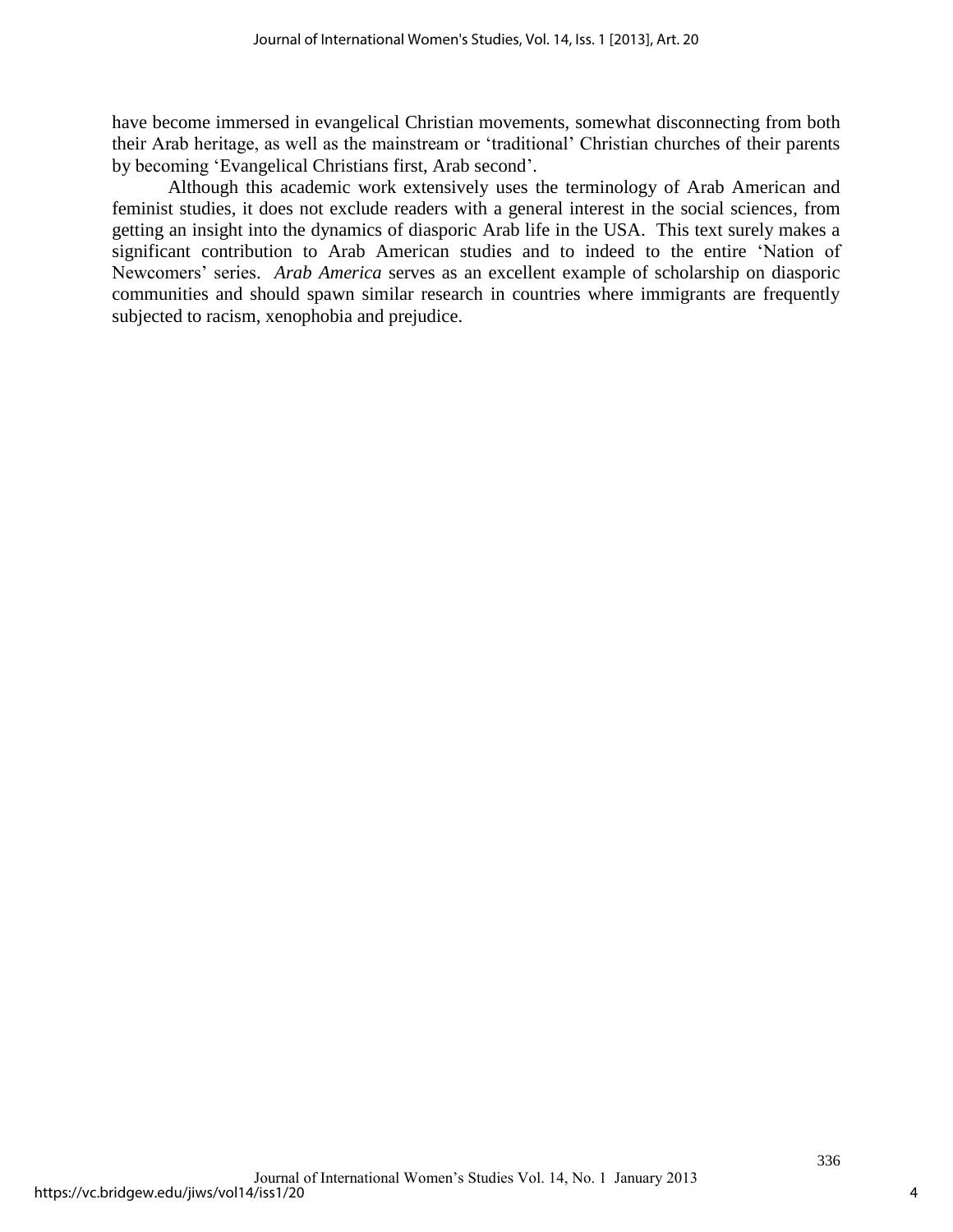have become immersed in evangelical Christian movements, somewhat disconnecting from both their Arab heritage, as well as the mainstream or 'traditional' Christian churches of their parents by becoming 'Evangelical Christians first, Arab second'.

Although this academic work extensively uses the terminology of Arab American and feminist studies, it does not exclude readers with a general interest in the social sciences, from getting an insight into the dynamics of diasporic Arab life in the USA. This text surely makes a significant contribution to Arab American studies and to indeed to the entire 'Nation of Newcomers' series. *Arab America* serves as an excellent example of scholarship on diasporic communities and should spawn similar research in countries where immigrants are frequently subjected to racism, xenophobia and prejudice.